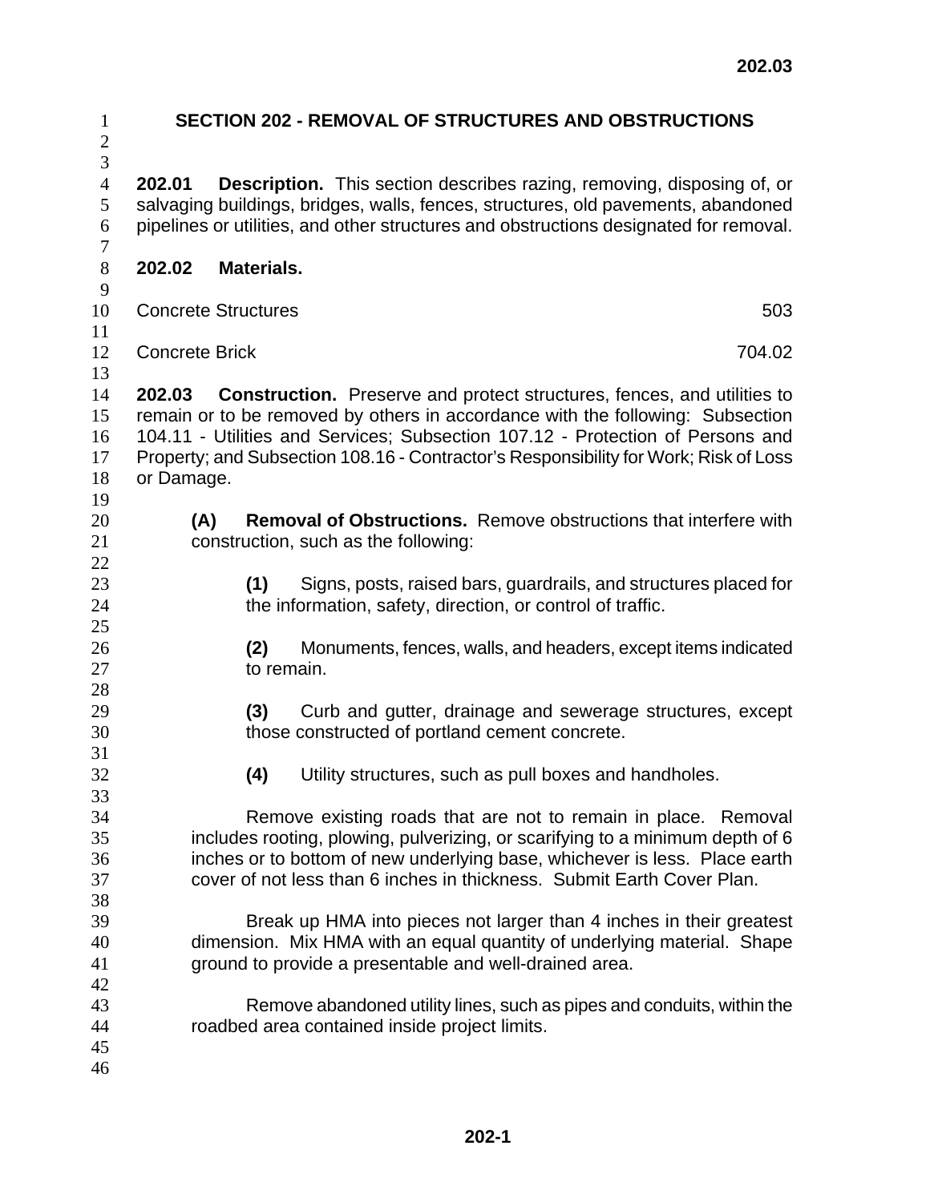# SECTION 202 - REMOVAL OF STRUCTURES AND OBSTRUCTIONS

**202.01 Description.** This section describes razing, removing, disposing of, or salvaging buildings, bridges, walls, fences, structures, old pavements, abandoned pipelines or utilities, and other structures and obstructions designated for removal.

**202.02 Materials.**

| | |
|---|---|
| Concrete Structures | 503 |
| Concrete Brick | 704.02 |

**202.03 Construction.** Preserve and protect structures, fences, and utilities to remain or to be removed by others in accordance with the following: Subsection 104.11 - Utilities and Services; Subsection 107.12 - Protection of Persons and Property; and Subsection 108.16 - Contractor's Responsibility for Work; Risk of Loss or Damage.

**(A) Removal of Obstructions.** Remove obstructions that interfere with construction, such as the following:

**(1)** Signs, posts, raised bars, guardrails, and structures placed for the information, safety, direction, or control of traffic.

**(2)** Monuments, fences, walls, and headers, except items indicated to remain.

**(3)** Curb and gutter, drainage and sewerage structures, except those constructed of portland cement concrete.

**(4)** Utility structures, such as pull boxes and handholes.

Remove existing roads that are not to remain in place. Removal includes rooting, plowing, pulverizing, or scarifying to a minimum depth of 6 inches or to bottom of new underlying base, whichever is less. Place earth cover of not less than 6 inches in thickness. Submit Earth Cover Plan.

Break up HMA into pieces not larger than 4 inches in their greatest dimension. Mix HMA with an equal quantity of underlying material. Shape ground to provide a presentable and well-drained area.

Remove abandoned utility lines, such as pipes and conduits, within the roadbed area contained inside project limits.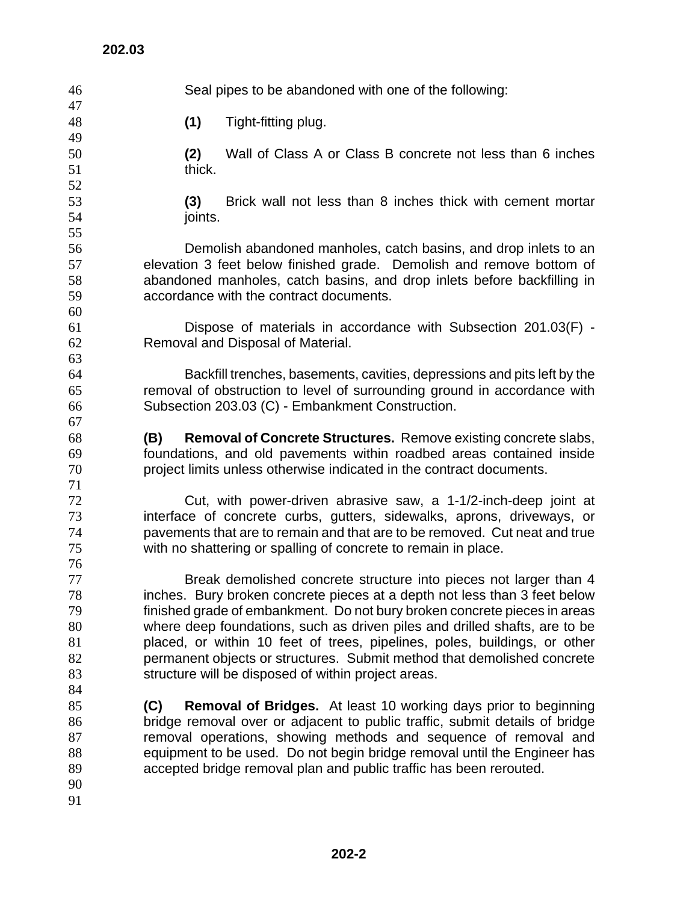Seal pipes to be abandoned with one of the following:

**(1)** Tight-fitting plug.

**(2)** Wall of Class A or Class B concrete not less than 6 inches thick.

**(3)** Brick wall not less than 8 inches thick with cement mortar joints.

Demolish abandoned manholes, catch basins, and drop inlets to an elevation 3 feet below finished grade. Demolish and remove bottom of abandoned manholes, catch basins, and drop inlets before backfilling in accordance with the contract documents.

Dispose of materials in accordance with Subsection 201.03(F) - Removal and Disposal of Material.

Backfill trenches, basements, cavities, depressions and pits left by the removal of obstruction to level of surrounding ground in accordance with Subsection 203.03 (C) - Embankment Construction.

**(B) Removal of Concrete Structures.** Remove existing concrete slabs, foundations, and old pavements within roadbed areas contained inside project limits unless otherwise indicated in the contract documents.

Cut, with power-driven abrasive saw, a 1-1/2-inch-deep joint at interface of concrete curbs, gutters, sidewalks, aprons, driveways, or pavements that are to remain and that are to be removed. Cut neat and true with no shattering or spalling of concrete to remain in place.

Break demolished concrete structure into pieces not larger than 4 inches. Bury broken concrete pieces at a depth not less than 3 feet below finished grade of embankment. Do not bury broken concrete pieces in areas where deep foundations, such as driven piles and drilled shafts, are to be placed, or within 10 feet of trees, pipelines, poles, buildings, or other permanent objects or structures. Submit method that demolished concrete structure will be disposed of within project areas.

**(C) Removal of Bridges.** At least 10 working days prior to beginning bridge removal over or adjacent to public traffic, submit details of bridge removal operations, showing methods and sequence of removal and equipment to be used. Do not begin bridge removal until the Engineer has accepted bridge removal plan and public traffic has been rerouted.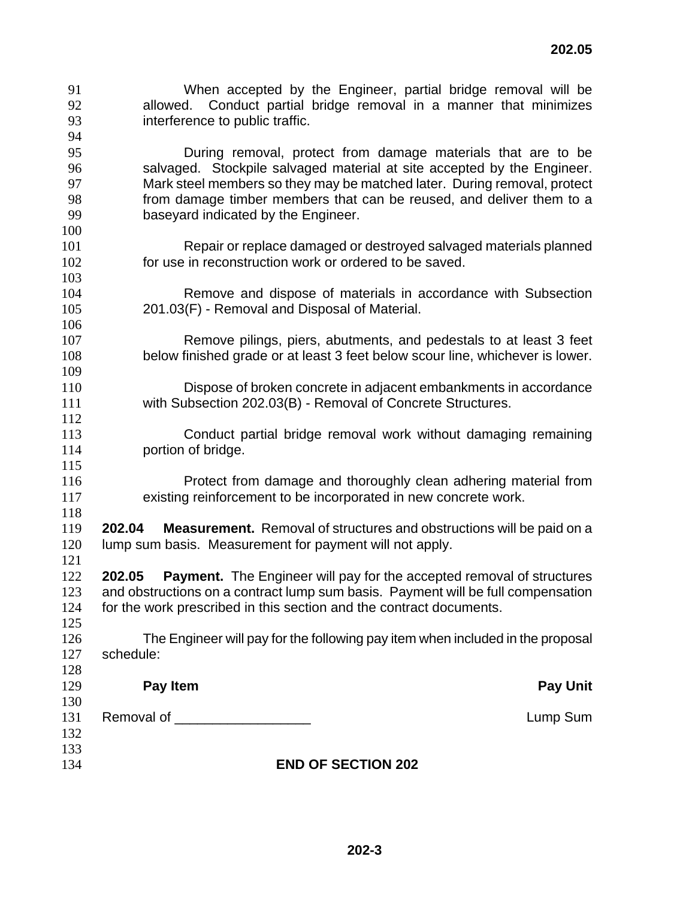When accepted by the Engineer, partial bridge removal will be allowed. Conduct partial bridge removal in a manner that minimizes interference to public traffic.

During removal, protect from damage materials that are to be salvaged. Stockpile salvaged material at site accepted by the Engineer. Mark steel members so they may be matched later. During removal, protect from damage timber members that can be reused, and deliver them to a baseyard indicated by the Engineer.

Repair or replace damaged or destroyed salvaged materials planned for use in reconstruction work or ordered to be saved.

Remove and dispose of materials in accordance with Subsection 201.03(F) - Removal and Disposal of Material.

Remove pilings, piers, abutments, and pedestals to at least 3 feet below finished grade or at least 3 feet below scour line, whichever is lower.

Dispose of broken concrete in adjacent embankments in accordance with Subsection 202.03(B) - Removal of Concrete Structures.

Conduct partial bridge removal work without damaging remaining portion of bridge.

Protect from damage and thoroughly clean adhering material from existing reinforcement to be incorporated in new concrete work.

**202.04 Measurement.** Removal of structures and obstructions will be paid on a lump sum basis. Measurement for payment will not apply.

**202.05 Payment.** The Engineer will pay for the accepted removal of structures and obstructions on a contract lump sum basis. Payment will be full compensation for the work prescribed in this section and the contract documents.

The Engineer will pay for the following pay item when included in the proposal schedule:

| Pay Item | Pay Unit |
|---|---|
| Removal of __________________ | Lump Sum |

**END OF SECTION 202**